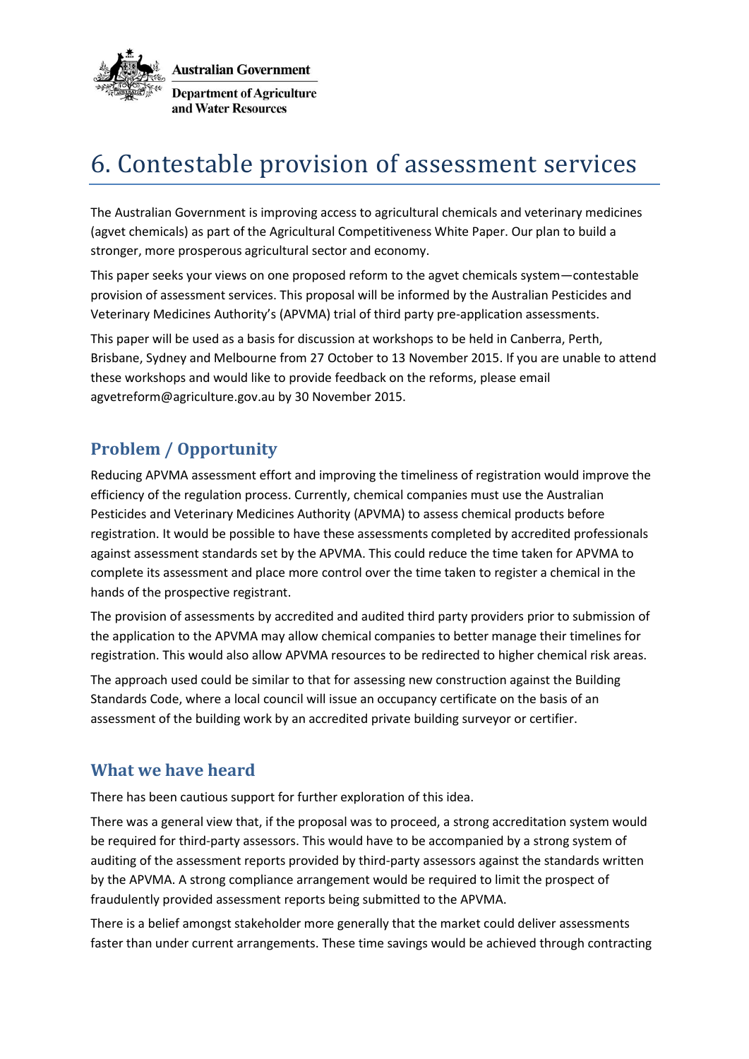Australian Government

Department of Agriculture and Water Resources

# 6. Contestable provision of assessment services

The Australian Government is improving access to agricultural chemicals and veterinary medicines (agvet chemicals) as part of the Agricultural Competitiveness White Paper. Our plan to build a stronger, more prosperous agricultural sector and economy.

This paper seeks your views on one proposed reform to the agvet chemicals system—contestable provision of assessment services. This proposal will be informed by the Australian Pesticides and Veterinary Medicines Authority's (APVMA) trial of third party pre-application assessments.

This paper will be used as a basis for discussion at workshops to be held in Canberra, Perth, Brisbane, Sydney and Melbourne from 27 October to 13 November 2015. If you are unable to attend these workshops and would like to provide feedback on the reforms, please email agvetreform@agriculture.gov.au by 30 November 2015.

## Problem / Opportunity

Reducing APVMA assessment effort and improving the timeliness of registration would improve the efficiency of the regulation process. Currently, chemical companies must use the Australian Pesticides and Veterinary Medicines Authority (APVMA) to assess chemical products before registration. It would be possible to have these assessments completed by accredited professionals against assessment standards set by the APVMA. This could reduce the time taken for APVMA to complete its assessment and place more control over the time taken to register a chemical in the hands of the prospective registrant.

The provision of assessments by accredited and audited third party providers prior to submission of the application to the APVMA may allow chemical companies to better manage their timelines for registration. This would also allow APVMA resources to be redirected to higher chemical risk areas.

The approach used could be similar to that for assessing new construction against the Building Standards Code, where a local council will issue an occupancy certificate on the basis of an assessment of the building work by an accredited private building surveyor or certifier.

## What we have heard

There has been cautious support for further exploration of this idea.

There was a general view that, if the proposal was to proceed, a strong accreditation system would be required for third-party assessors. This would have to be accompanied by a strong system of auditing of the assessment reports provided by third-party assessors against the standards written by the APVMA. A strong compliance arrangement would be required to limit the prospect of fraudulently provided assessment reports being submitted to the APVMA.

There is a belief amongst stakeholder more generally that the market could deliver assessments faster than under current arrangements. These time savings would be achieved through contracting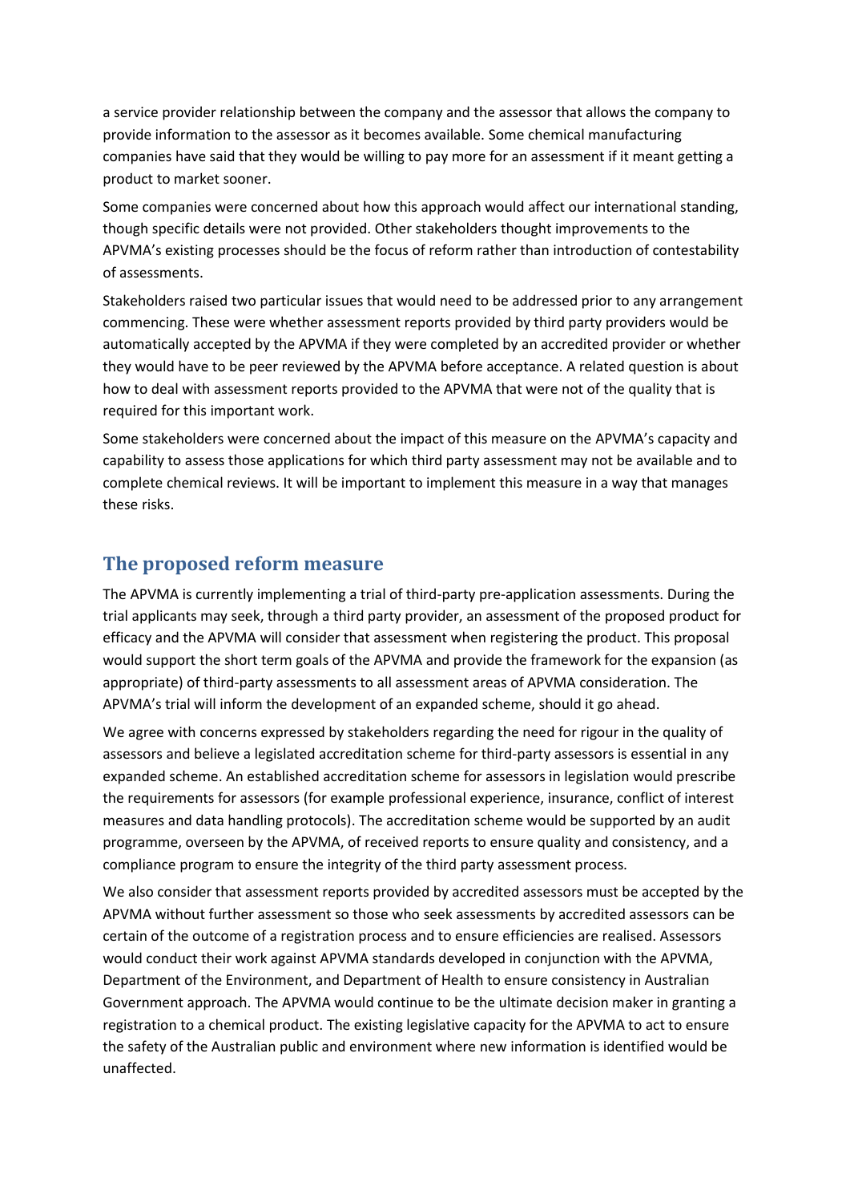a service provider relationship between the company and the assessor that allows the company to provide information to the assessor as it becomes available. Some chemical manufacturing companies have said that they would be willing to pay more for an assessment if it meant getting a product to market sooner.

Some companies were concerned about how this approach would affect our international standing, though specific details were not provided. Other stakeholders thought improvements to the APVMA's existing processes should be the focus of reform rather than introduction of contestability of assessments.

Stakeholders raised two particular issues that would need to be addressed prior to any arrangement commencing. These were whether assessment reports provided by third party providers would be automatically accepted by the APVMA if they were completed by an accredited provider or whether they would have to be peer reviewed by the APVMA before acceptance. A related question is about how to deal with assessment reports provided to the APVMA that were not of the quality that is required for this important work.

Some stakeholders were concerned about the impact of this measure on the APVMA's capacity and capability to assess those applications for which third party assessment may not be available and to complete chemical reviews. It will be important to implement this measure in a way that manages these risks.

## The proposed reform measure

The APVMA is currently implementing a trial of third-party pre-application assessments. During the trial applicants may seek, through a third party provider, an assessment of the proposed product for efficacy and the APVMA will consider that assessment when registering the product. This proposal would support the short term goals of the APVMA and provide the framework for the expansion (as appropriate) of third-party assessments to all assessment areas of APVMA consideration. The APVMA's trial will inform the development of an expanded scheme, should it go ahead.

We agree with concerns expressed by stakeholders regarding the need for rigour in the quality of assessors and believe a legislated accreditation scheme for third-party assessors is essential in any expanded scheme. An established accreditation scheme for assessors in legislation would prescribe the requirements for assessors (for example professional experience, insurance, conflict of interest measures and data handling protocols). The accreditation scheme would be supported by an audit programme, overseen by the APVMA, of received reports to ensure quality and consistency, and a compliance program to ensure the integrity of the third party assessment process.

We also consider that assessment reports provided by accredited assessors must be accepted by the APVMA without further assessment so those who seek assessments by accredited assessors can be certain of the outcome of a registration process and to ensure efficiencies are realised. Assessors would conduct their work against APVMA standards developed in conjunction with the APVMA, Department of the Environment, and Department of Health to ensure consistency in Australian Government approach. The APVMA would continue to be the ultimate decision maker in granting a registration to a chemical product. The existing legislative capacity for the APVMA to act to ensure the safety of the Australian public and environment where new information is identified would be unaffected.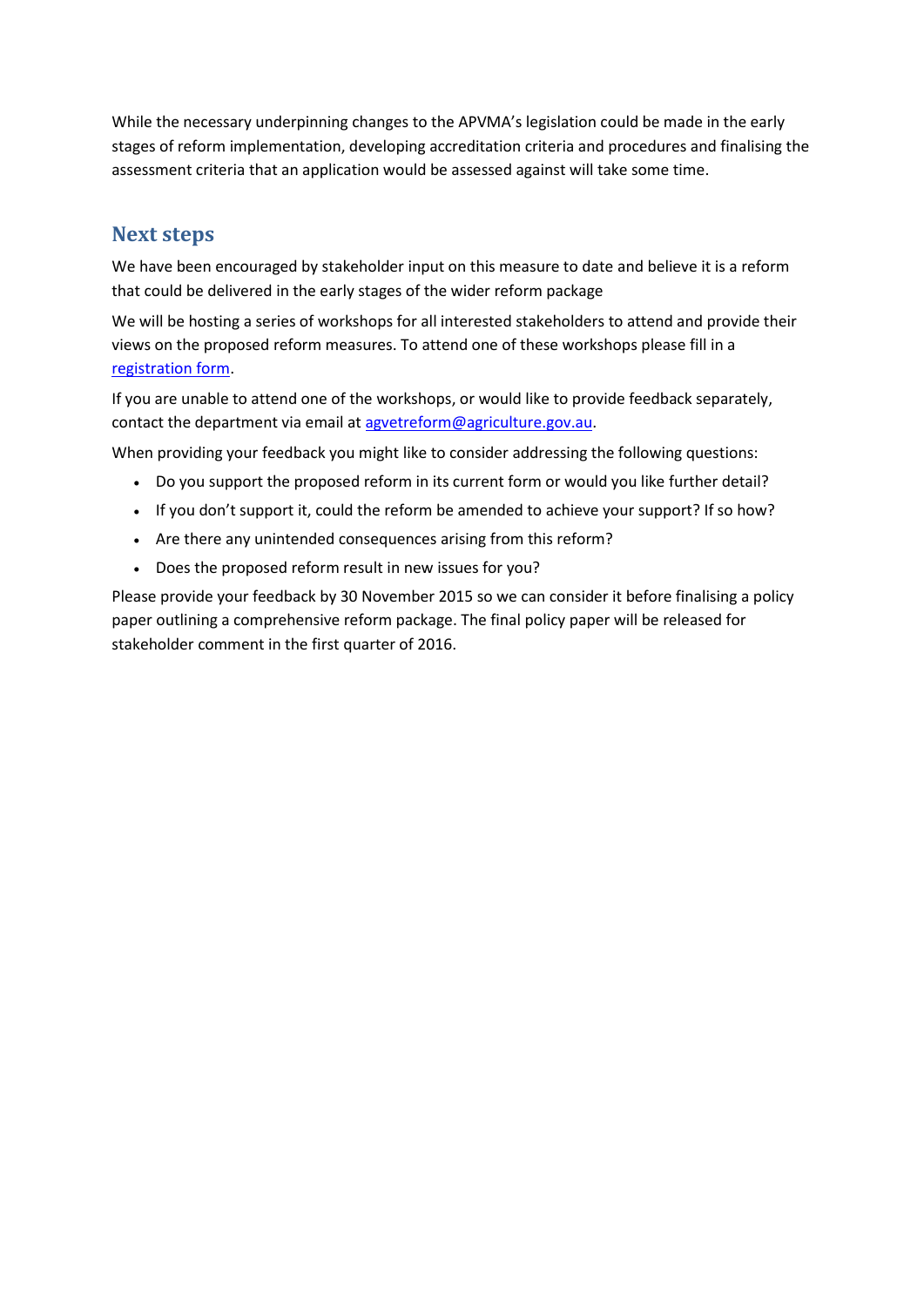While the necessary underpinning changes to the APVMA's legislation could be made in the early stages of reform implementation, developing accreditation criteria and procedures and finalising the assessment criteria that an application would be assessed against will take some time.

## Next steps

We have been encouraged by stakeholder input on this measure to date and believe it is a reform that could be delivered in the early stages of the wider reform package

We will be hosting a series of workshops for all interested stakeholders to attend and provide their views on the proposed reform measures. To attend one of these workshops please fill in a [registration form](#).

If you are unable to attend one of the workshops, or would like to provide feedback separately, contact the department via email at [agvetreform@agriculture.gov.au](mailto:agvetreform@agriculture.gov.au).

When providing your feedback you might like to consider addressing the following questions:

- Do you support the proposed reform in its current form or would you like further detail?
- If you don't support it, could the reform be amended to achieve your support? If so how?
- Are there any unintended consequences arising from this reform?
- Does the proposed reform result in new issues for you?

Please provide your feedback by 30 November 2015 so we can consider it before finalising a policy paper outlining a comprehensive reform package. The final policy paper will be released for stakeholder comment in the first quarter of 2016.